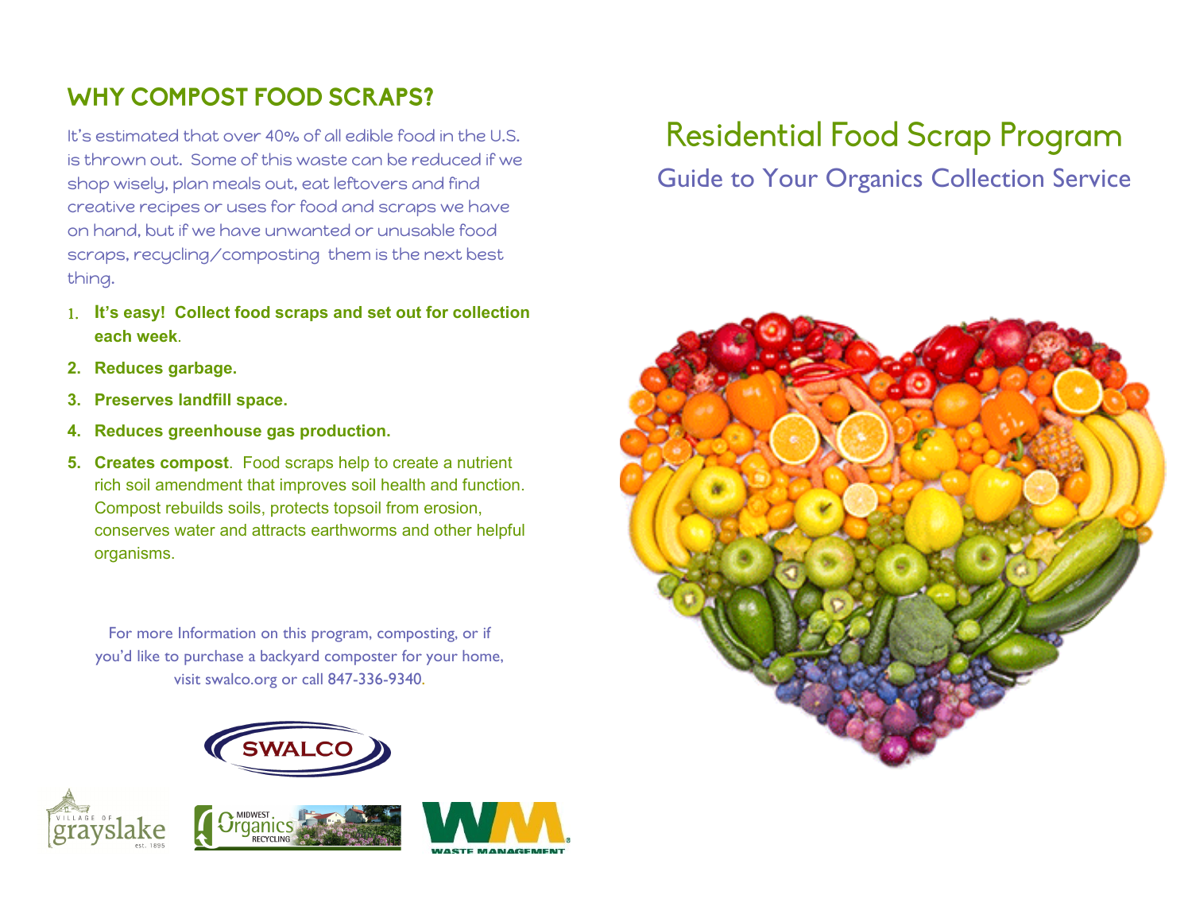## WHY COMPOST FOOD SCRAPS?

It's estimated that over 40% of all edible food in the U.S. is thrown out. Some of this waste can be reduced if we shop wisely, plan meals out, eat leftovers and find creative recipes or uses for food and scraps we have on hand, but if we have unwanted or unusable food scraps, recycling/composting them is the next best thing.

1. **It's easy! Collect food scraps and set out for collection each week**.
2. **Reduces garbage.**
3. **Preserves landfill space.**
4. **Reduces greenhouse gas production.**
5. **Creates compost**. Food scraps help to create a nutrient rich soil amendment that improves soil health and function. Compost rebuilds soils, protects topsoil from erosion, conserves water and attracts earthworms and other helpful organisms.

For more Information on this program, composting, or if you'd like to purchase a backyard composter for your home, visit swalco.org or call 847-336-9340.

SWALCO

Village of grayslake est. 1895

Midwest Organics Recycling

WM Waste Management

# Residential Food Scrap Program

## Guide to Your Organics Collection Service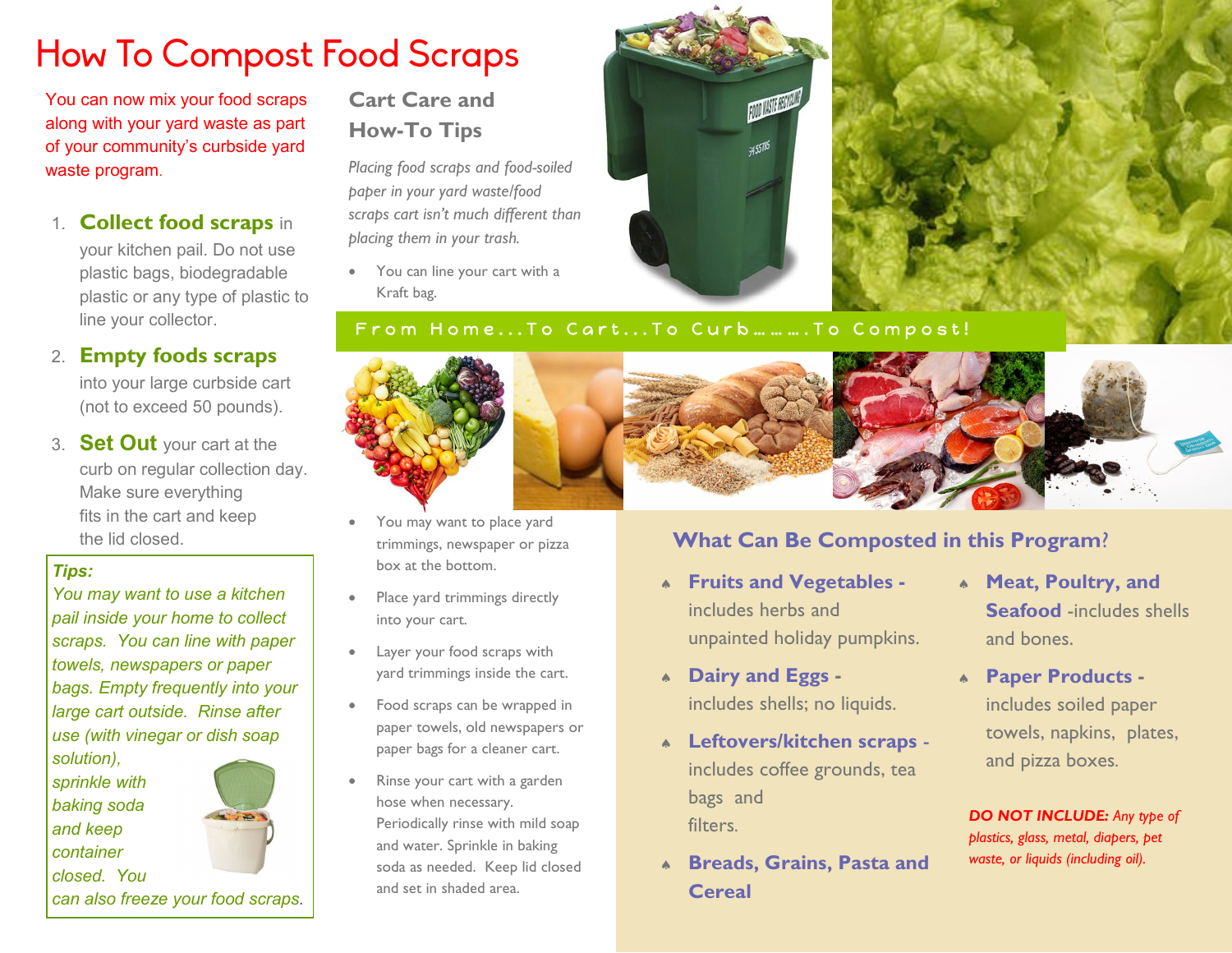# How To Compost Food Scraps

You can now mix your food scraps along with your yard waste as part of your community's curbside yard waste program.

1. **Collect food scraps** in your kitchen pail. Do not use plastic bags, biodegradable plastic or any type of plastic to line your collector.
2. **Empty foods scraps** into your large curbside cart (not to exceed 50 pounds).
3. **Set Out** your cart at the curb on regular collection day. Make sure everything fits in the cart and keep the lid closed.

***Tips:***
*You may want to use a kitchen pail inside your home to collect scraps. You can line with paper towels, newspapers or paper bags. Empty frequently into your large cart outside. Rinse after use (with vinegar or dish soap solution), sprinkle with baking soda and keep container closed. You can also freeze your food scraps.*

## Cart Care and How-To Tips

*Placing food scraps and food-soiled paper in your yard waste/food scraps cart isn't much different than placing them in your trash.*

- You can line your cart with a Kraft bag.
- You may want to place yard trimmings, newspaper or pizza box at the bottom.
- Place yard trimmings directly into your cart.
- Layer your food scraps with yard trimmings inside the cart.
- Food scraps can be wrapped in paper towels, old newspapers or paper bags for a cleaner cart.
- Rinse your cart with a garden hose when necessary. Periodically rinse with mild soap and water. Sprinkle in baking soda as needed. Keep lid closed and set in shaded area.

From Home...To Cart...To Curb……..To Compost!

## What Can Be Composted in this Program?

- **Fruits and Vegetables -** includes herbs and unpainted holiday pumpkins.
- **Dairy and Eggs -** includes shells; no liquids.
- **Leftovers/kitchen scraps -** includes coffee grounds, tea bags and filters.
- **Breads, Grains, Pasta and Cereal**
- **Meat, Poultry, and Seafood** -includes shells and bones.
- **Paper Products -** includes soiled paper towels, napkins, plates, and pizza boxes.

***DO NOT INCLUDE:*** *Any type of plastics, glass, metal, diapers, pet waste, or liquids (including oil).*